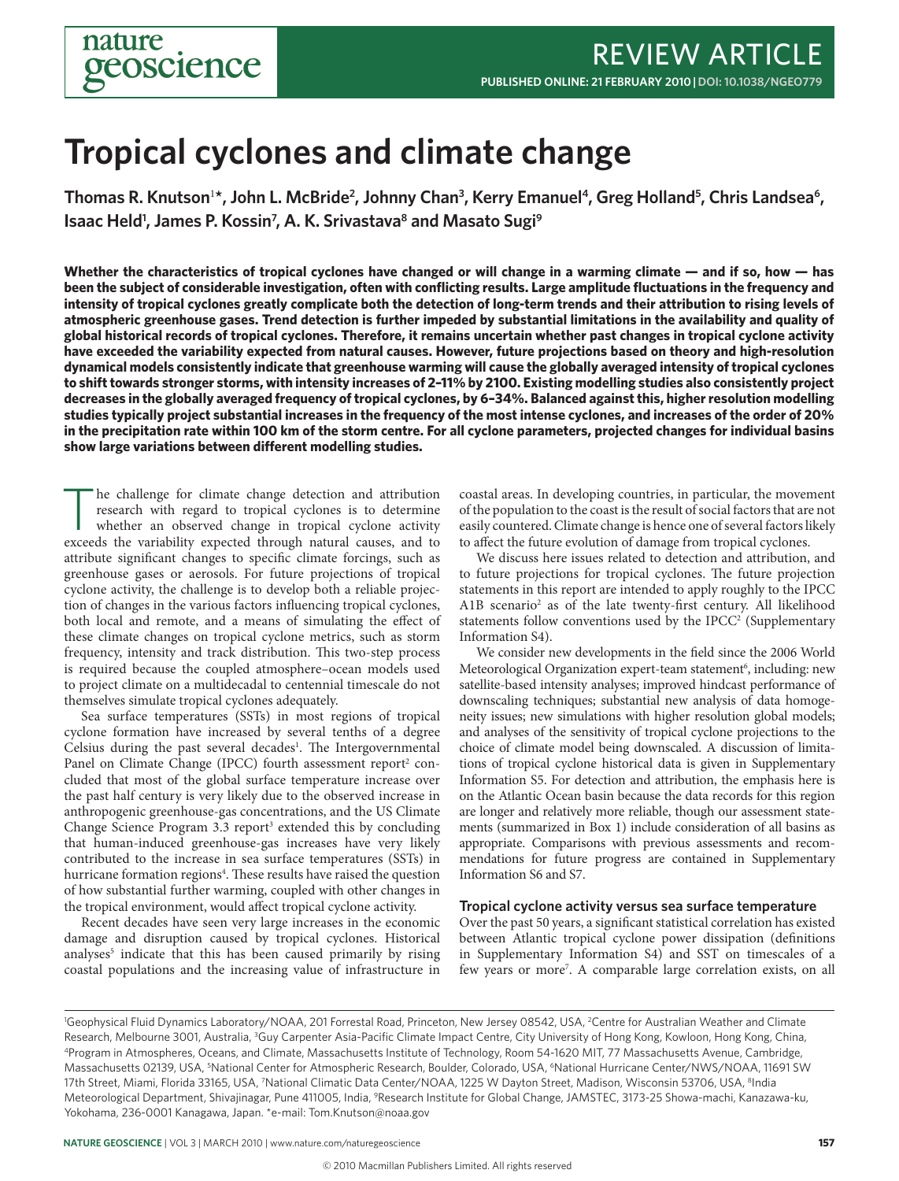# Tropical cyclones and climate change

**Thomas R. Knutson[1]*, John L. McBride[2], Johnny Chan[3], Kerry Emanuel[4], Greg Holland[5], Chris Landsea[6], Isaac Held[1], James P. Kossin[7], A. K. Srivastava[8] and Masato Sugi[9]**

**Whether the characteristics of tropical cyclones have changed or will change in a warming climate — and if so, how — has been the subject of considerable investigation, often with conflicting results. Large amplitude fluctuations in the frequency and intensity of tropical cyclones greatly complicate both the detection of long-term trends and their attribution to rising levels of atmospheric greenhouse gases. Trend detection is further impeded by substantial limitations in the availability and quality of global historical records of tropical cyclones. Therefore, it remains uncertain whether past changes in tropical cyclone activity have exceeded the variability expected from natural causes. However, future projections based on theory and high-resolution dynamical models consistently indicate that greenhouse warming will cause the globally averaged intensity of tropical cyclones to shift towards stronger storms, with intensity increases of 2–11% by 2100. Existing modelling studies also consistently project decreases in the globally averaged frequency of tropical cyclones, by 6–34%. Balanced against this, higher resolution modelling studies typically project substantial increases in the frequency of the most intense cyclones, and increases of the order of 20% in the precipitation rate within 100 km of the storm centre. For all cyclone parameters, projected changes for individual basins show large variations between different modelling studies.**

The challenge for climate change detection and attribution research with regard to tropical cyclones is to determine whether an observed change in tropical cyclone activity exceeds the variability expected through natural causes, and to attribute significant changes to specific climate forcings, such as greenhouse gases or aerosols. For future projections of tropical cyclone activity, the challenge is to develop both a reliable projection of changes in the various factors influencing tropical cyclones, both local and remote, and a means of simulating the effect of these climate changes on tropical cyclone metrics, such as storm frequency, intensity and track distribution. This two-step process is required because the coupled atmosphere–ocean models used to project climate on a multidecadal to centennial timescale do not themselves simulate tropical cyclones adequately.

Sea surface temperatures (SSTs) in most regions of tropical cyclone formation have increased by several tenths of a degree Celsius during the past several decades[1]. The Intergovernmental Panel on Climate Change (IPCC) fourth assessment report[2] concluded that most of the global surface temperature increase over the past half century is very likely due to the observed increase in anthropogenic greenhouse-gas concentrations, and the US Climate Change Science Program 3.3 report[3] extended this by concluding that human-induced greenhouse-gas increases have very likely contributed to the increase in sea surface temperatures (SSTs) in hurricane formation regions[4]. These results have raised the question of how substantial further warming, coupled with other changes in the tropical environment, would affect tropical cyclone activity.

Recent decades have seen very large increases in the economic damage and disruption caused by tropical cyclones. Historical analyses[5] indicate that this has been caused primarily by rising coastal populations and the increasing value of infrastructure in coastal areas. In developing countries, in particular, the movement of the population to the coast is the result of social factors that are not easily countered. Climate change is hence one of several factors likely to affect the future evolution of damage from tropical cyclones.

We discuss here issues related to detection and attribution, and to future projections for tropical cyclones. The future projection statements in this report are intended to apply roughly to the IPCC A1B scenario[2] as of the late twenty-first century. All likelihood statements follow conventions used by the IPCC[2] (Supplementary Information S4).

We consider new developments in the field since the 2006 World Meteorological Organization expert-team statement[6], including: new satellite-based intensity analyses; improved hindcast performance of downscaling techniques; substantial new analysis of data homogeneity issues; new simulations with higher resolution global models; and analyses of the sensitivity of tropical cyclone projections to the choice of climate model being downscaled. A discussion of limitations of tropical cyclone historical data is given in Supplementary Information S5. For detection and attribution, the emphasis here is on the Atlantic Ocean basin because the data records for this region are longer and relatively more reliable, though our assessment statements (summarized in Box 1) include consideration of all basins as appropriate. Comparisons with previous assessments and recommendations for future progress are contained in Supplementary Information S6 and S7.

### Tropical cyclone activity versus sea surface temperature

Over the past 50 years, a significant statistical correlation has existed between Atlantic tropical cyclone power dissipation (definitions in Supplementary Information S4) and SST on timescales of a few years or more[7]. A comparable large correlation exists, on all

[1]Geophysical Fluid Dynamics Laboratory/NOAA, 201 Forrestal Road, Princeton, New Jersey 08542, USA, [2]Centre for Australian Weather and Climate Research, Melbourne 3001, Australia, [3]Guy Carpenter Asia-Pacific Climate Impact Centre, City University of Hong Kong, Kowloon, Hong Kong, China, [4]Program in Atmospheres, Oceans, and Climate, Massachusetts Institute of Technology, Room 54-1620 MIT, 77 Massachusetts Avenue, Cambridge, Massachusetts 02139, USA, [5]National Center for Atmospheric Research, Boulder, Colorado, USA, [6]National Hurricane Center/NWS/NOAA, 11691 SW 17th Street, Miami, Florida 33165, USA, [7]National Climatic Data Center/NOAA, 1225 W Dayton Street, Madison, Wisconsin 53706, USA, [8]India Meteorological Department, Shivajinagar, Pune 411005, India, [9]Research Institute for Global Change, JAMSTEC, 3173-25 Showa-machi, Kanazawa-ku, Yokohama, 236-0001 Kanagawa, Japan. *e-mail: Tom.Knutson@noaa.gov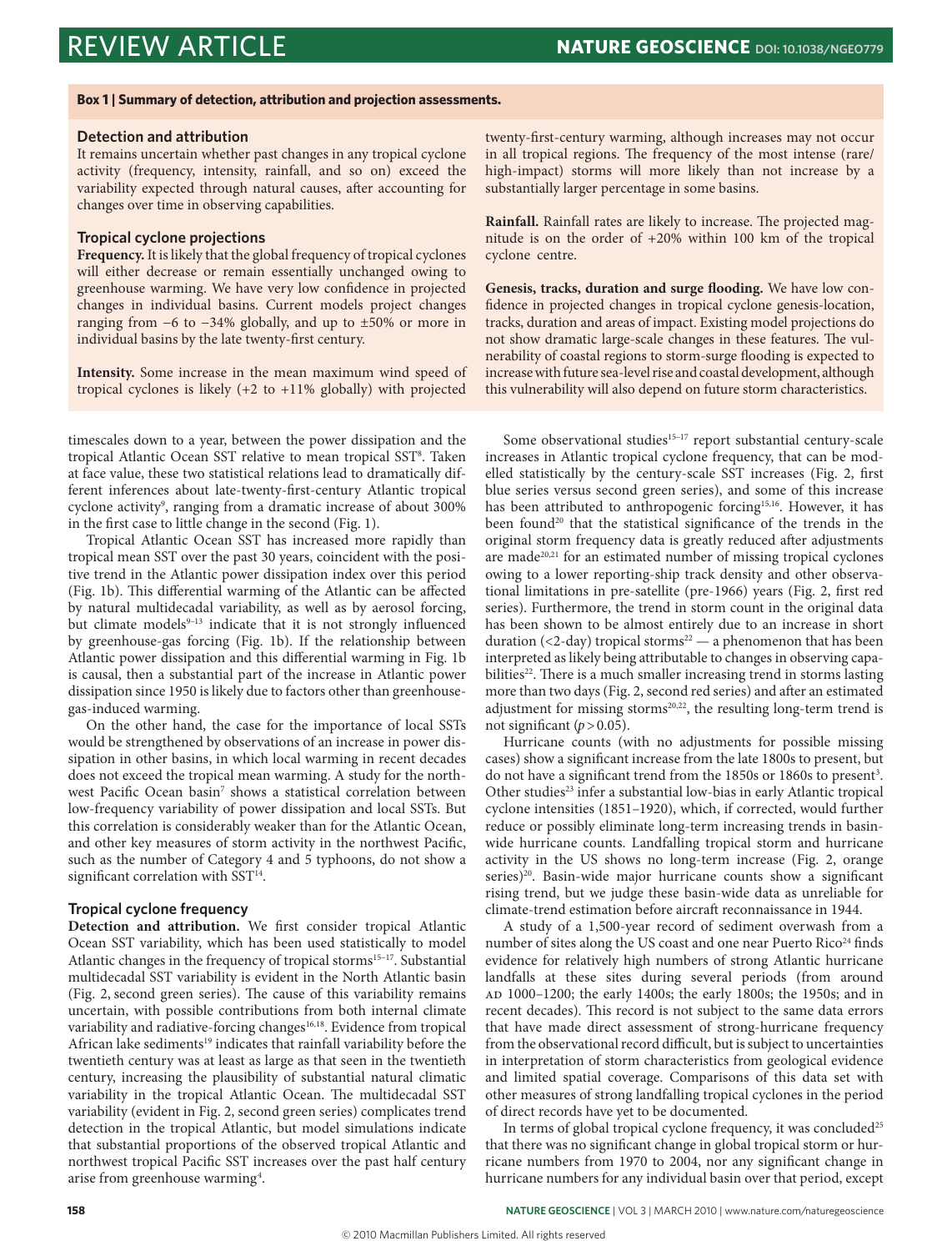**Box 1 | Summary of detection, attribution and projection assessments.**

### Detection and attribution

It remains uncertain whether past changes in any tropical cyclone activity (frequency, intensity, rainfall, and so on) exceed the variability expected through natural causes, after accounting for changes over time in observing capabilities.

### Tropical cyclone projections

**Frequency.** It is likely that the global frequency of tropical cyclones will either decrease or remain essentially unchanged owing to greenhouse warming. We have very low confidence in projected changes in individual basins. Current models project changes ranging from −6 to −34% globally, and up to ±50% or more in individual basins by the late twenty-first century.

**Intensity.** Some increase in the mean maximum wind speed of tropical cyclones is likely (+2 to +11% globally) with projected twenty-first-century warming, although increases may not occur in all tropical regions. The frequency of the most intense (rare/high-impact) storms will more likely than not increase by a substantially larger percentage in some basins.

**Rainfall.** Rainfall rates are likely to increase. The projected magnitude is on the order of +20% within 100 km of the tropical cyclone centre.

**Genesis, tracks, duration and surge flooding.** We have low confidence in projected changes in tropical cyclone genesis-location, tracks, duration and areas of impact. Existing model projections do not show dramatic large-scale changes in these features. The vulnerability of coastal regions to storm-surge flooding is expected to increase with future sea-level rise and coastal development, although this vulnerability will also depend on future storm characteristics.

---

timescales down to a year, between the power dissipation and the tropical Atlantic Ocean SST relative to mean tropical SST[8]. Taken at face value, these two statistical relations lead to dramatically different inferences about late-twenty-first-century Atlantic tropical cyclone activity[9], ranging from a dramatic increase of about 300% in the first case to little change in the second (Fig. 1).

Tropical Atlantic Ocean SST has increased more rapidly than tropical mean SST over the past 30 years, coincident with the positive trend in the Atlantic power dissipation index over this period (Fig. 1b). This differential warming of the Atlantic can be affected by natural multidecadal variability, as well as by aerosol forcing, but climate models[9–13] indicate that it is not strongly influenced by greenhouse-gas forcing (Fig. 1b). If the relationship between Atlantic power dissipation and this differential warming in Fig. 1b is causal, then a substantial part of the increase in Atlantic power dissipation since 1950 is likely due to factors other than greenhouse-gas-induced warming.

On the other hand, the case for the importance of local SSTs would be strengthened by observations of an increase in power dissipation in other basins, in which local warming in recent decades does not exceed the tropical mean warming. A study for the northwest Pacific Ocean basin[7] shows a statistical correlation between low-frequency variability of power dissipation and local SSTs. But this correlation is considerably weaker than for the Atlantic Ocean, and other key measures of storm activity in the northwest Pacific, such as the number of Category 4 and 5 typhoons, do not show a significant correlation with SST[14].

### Tropical cyclone frequency

**Detection and attribution.** We first consider tropical Atlantic Ocean SST variability, which has been used statistically to model Atlantic changes in the frequency of tropical storms[15–17]. Substantial multidecadal SST variability is evident in the North Atlantic basin (Fig. 2, second green series). The cause of this variability remains uncertain, with possible contributions from both internal climate variability and radiative-forcing changes[16,18]. Evidence from tropical African lake sediments[19] indicates that rainfall variability before the twentieth century was at least as large as that seen in the twentieth century, increasing the plausibility of substantial natural climatic variability in the tropical Atlantic Ocean. The multidecadal SST variability (evident in Fig. 2, second green series) complicates trend detection in the tropical Atlantic, but model simulations indicate that substantial proportions of the observed tropical Atlantic and northwest tropical Pacific SST increases over the past half century arise from greenhouse warming[4].

Some observational studies[15–17] report substantial century-scale increases in Atlantic tropical cyclone frequency, that can be modelled statistically by the century-scale SST increases (Fig. 2, first blue series versus second green series), and some of this increase has been attributed to anthropogenic forcing[15,16]. However, it has been found[20] that the statistical significance of the trends in the original storm frequency data is greatly reduced after adjustments are made[20,21] for an estimated number of missing tropical cyclones owing to a lower reporting-ship track density and other observational limitations in pre-satellite (pre-1966) years (Fig. 2, first red series). Furthermore, the trend in storm count in the original data has been shown to be almost entirely due to an increase in short duration (<2-day) tropical storms[22] — a phenomenon that has been interpreted as likely being attributable to changes in observing capabilities[22]. There is a much smaller increasing trend in storms lasting more than two days (Fig. 2, second red series) and after an estimated adjustment for missing storms[20,22], the resulting long-term trend is not significant ($p > 0.05$).

Hurricane counts (with no adjustments for possible missing cases) show a significant increase from the late 1800s to present, but do not have a significant trend from the 1850s or 1860s to present[3]. Other studies[23] infer a substantial low-bias in early Atlantic tropical cyclone intensities (1851–1920), which, if corrected, would further reduce or possibly eliminate long-term increasing trends in basin-wide hurricane counts. Landfalling tropical storm and hurricane activity in the US shows no long-term increase (Fig. 2, orange series)[20]. Basin-wide major hurricane counts show a significant rising trend, but we judge these basin-wide data as unreliable for climate-trend estimation before aircraft reconnaissance in 1944.

A study of a 1,500-year record of sediment overwash from a number of sites along the US coast and one near Puerto Rico[24] finds evidence for relatively high numbers of strong Atlantic hurricane landfalls at these sites during several periods (from around AD 1000–1200; the early 1400s; the early 1800s; the 1950s; and in recent decades). This record is not subject to the same data errors that have made direct assessment of strong-hurricane frequency from the observational record difficult, but is subject to uncertainties in interpretation of storm characteristics from geological evidence and limited spatial coverage. Comparisons of this data set with other measures of strong landfalling tropical cyclones in the period of direct records have yet to be documented.

In terms of global tropical cyclone frequency, it was concluded[25] that there was no significant change in global tropical storm or hurricane numbers from 1970 to 2004, nor any significant change in hurricane numbers for any individual basin over that period, except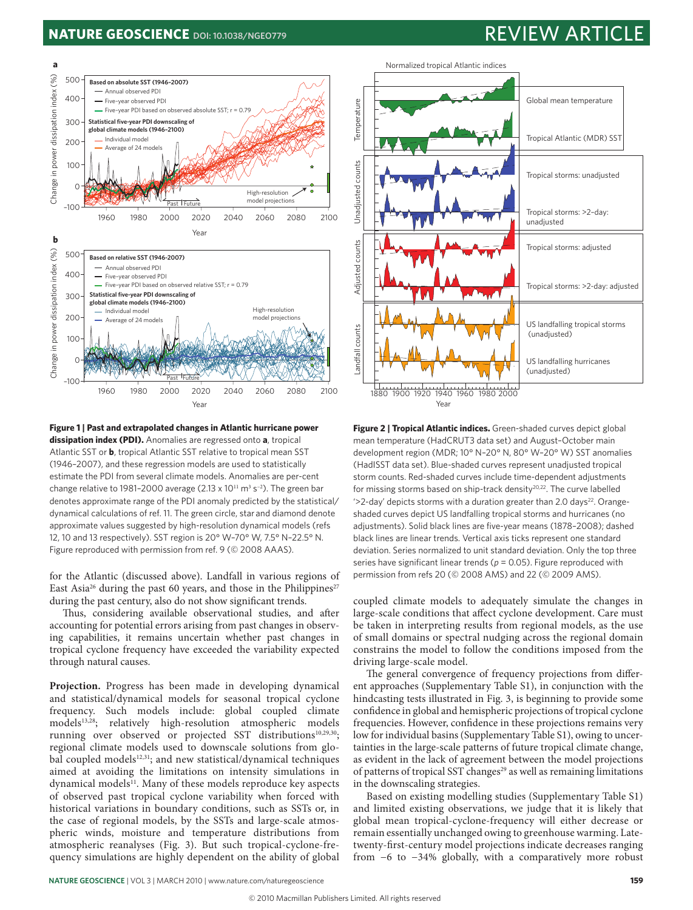**Figure 1 | Past and extrapolated changes in Atlantic hurricane power dissipation index (PDI).** Anomalies are regressed onto **a**, tropical Atlantic SST or **b**, tropical Atlantic SST relative to tropical mean SST (1946–2007), and these regression models are used to statistically estimate the PDI from several climate models. Anomalies are per-cent change relative to 1981–2000 average (2.13 x $10^{11}$ $m^3$ $s^{-2}$). The green bar denotes approximate range of the PDI anomaly predicted by the statistical/dynamical calculations of ref. 11. The green circle, star and diamond denote approximate values suggested by high-resolution dynamical models (refs 12, 10 and 13 respectively). SST region is 20° W–70° W, 7.5° N–22.5° N. Figure reproduced with permission from ref. 9 (© 2008 AAAS).

**Figure 2 | Tropical Atlantic indices.** Green-shaded curves depict global mean temperature (HadCRUT3 data set) and August–October main development region (MDR; 10° N–20° N, 80° W–20° W) SST anomalies (HadISST data set). Blue-shaded curves represent unadjusted tropical storm counts. Red-shaded curves include time-dependent adjustments for missing storms based on ship-track density[20,22]. The curve labelled '>2-day' depicts storms with a duration greater than 2.0 days[22]. Orange-shaded curves depict US landfalling tropical storms and hurricanes (no adjustments). Solid black lines are five-year means (1878–2008); dashed black lines are linear trends. Vertical axis ticks represent one standard deviation. Series normalized to unit standard deviation. Only the top three series have significant linear trends ($p$ = 0.05). Figure reproduced with permission from refs 20 (© 2008 AMS) and 22 (© 2009 AMS).

for the Atlantic (discussed above). Landfall in various regions of East Asia[26] during the past 60 years, and those in the Philippines[27] during the past century, also do not show significant trends.

Thus, considering available observational studies, and after accounting for potential errors arising from past changes in observing capabilities, it remains uncertain whether past changes in tropical cyclone frequency have exceeded the variability expected through natural causes.

**Projection.** Progress has been made in developing dynamical and statistical/dynamical models for seasonal tropical cyclone frequency. Such models include: global coupled climate models[13,28]; relatively high-resolution atmospheric models running over observed or projected SST distributions[10,29,30]; regional climate models used to downscale solutions from global coupled models[12,31]; and new statistical/dynamical techniques aimed at avoiding the limitations on intensity simulations in dynamical models[11]. Many of these models reproduce key aspects of observed past tropical cyclone variability when forced with historical variations in boundary conditions, such as SSTs or, in the case of regional models, by the SSTs and large-scale atmospheric winds, moisture and temperature distributions from atmospheric reanalyses (Fig. 3). But such tropical-cyclone-frequency simulations are highly dependent on the ability of global coupled climate models to adequately simulate the changes in large-scale conditions that affect cyclone development. Care must be taken in interpreting results from regional models, as the use of small domains or spectral nudging across the regional domain constrains the model to follow the conditions imposed from the driving large-scale model.

The general convergence of frequency projections from different approaches (Supplementary Table S1), in conjunction with the hindcasting tests illustrated in Fig. 3, is beginning to provide some confidence in global and hemispheric projections of tropical cyclone frequencies. However, confidence in these projections remains very low for individual basins (Supplementary Table S1), owing to uncertainties in the large-scale patterns of future tropical climate change, as evident in the lack of agreement between the model projections of patterns of tropical SST changes[29] as well as remaining limitations in the downscaling strategies.

Based on existing modelling studies (Supplementary Table S1) and limited existing observations, we judge that it is likely that global mean tropical-cyclone-frequency will either decrease or remain essentially unchanged owing to greenhouse warming. Late-twenty-first-century model projections indicate decreases ranging from −6 to −34% globally, with a comparatively more robust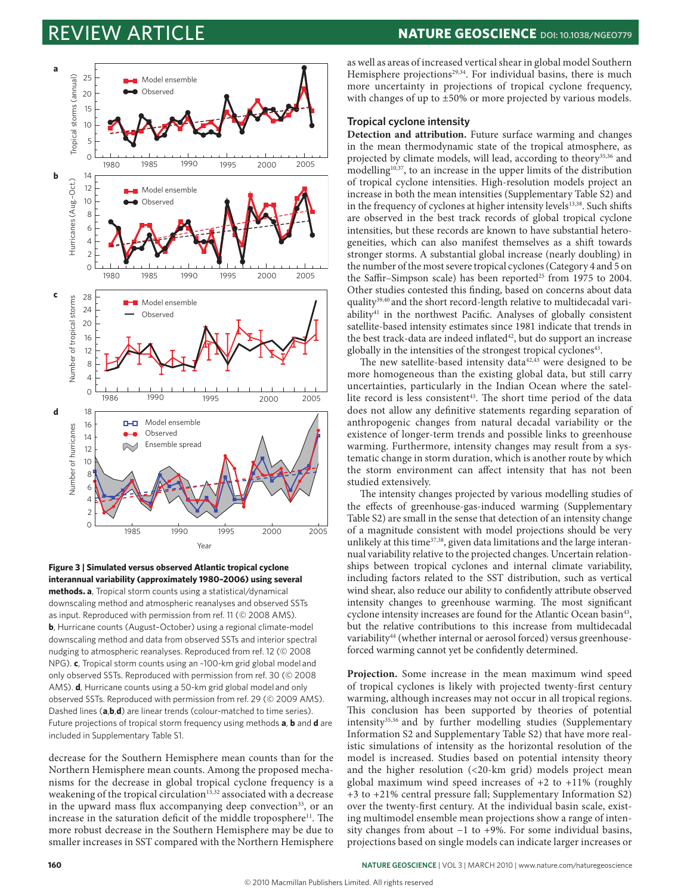Figure 3 | Simulated versus observed Atlantic tropical cyclone interannual variability (approximately 1980–2006) using several methods. a, Tropical storm counts using a statistical/dynamical downscaling method and atmospheric reanalyses and observed SSTs as input. Reproduced with permission from ref. 11 (© 2008 AMS). b, Hurricane counts (August–October) using a regional climate-model downscaling method and data from observed SSTs and interior spectral nudging to atmospheric reanalyses. Reproduced from ref. 12 (© 2008 NPG). c, Tropical storm counts using an ~100-km grid global model and only observed SSTs. Reproduced with permission from ref. 30 (© 2008 AMS). d, Hurricane counts using a 50-km grid global model and only observed SSTs. Reproduced with permission from ref. 29 (© 2009 AMS). Dashed lines (a,b,d) are linear trends (colour-matched to time series). Future projections of tropical storm frequency using methods a, b and d are included in Supplementary Table S1.

decrease for the Southern Hemisphere mean counts than for the Northern Hemisphere mean counts. Among the proposed mechanisms for the decrease in global tropical cyclone frequency is a weakening of the tropical circulation[13,32] associated with a decrease in the upward mass flux accompanying deep convection[33], or an increase in the saturation deficit of the middle troposphere[11]. The more robust decrease in the Southern Hemisphere may be due to smaller increases in SST compared with the Northern Hemisphere as well as areas of increased vertical shear in global model Southern Hemisphere projections[29,34]. For individual basins, there is much more uncertainty in projections of tropical cyclone frequency, with changes of up to ±50% or more projected by various models.

## Tropical cyclone intensity

**Detection and attribution.** Future surface warming and changes in the mean thermodynamic state of the tropical atmosphere, as projected by climate models, will lead, according to theory[35,36] and modelling[10,37], to an increase in the upper limits of the distribution of tropical cyclone intensities. High-resolution models project an increase in both the mean intensities (Supplementary Table S2) and in the frequency of cyclones at higher intensity levels[13,38]. Such shifts are observed in the best track records of global tropical cyclone intensities, but these records are known to have substantial heterogeneities, which can also manifest themselves as a shift towards stronger storms. A substantial global increase (nearly doubling) in the number of the most severe tropical cyclones (Category 4 and 5 on the Saffir–Simpson scale) has been reported[25] from 1975 to 2004. Other studies contested this finding, based on concerns about data quality[39,40] and the short record-length relative to multidecadal variability[41] in the northwest Pacific. Analyses of globally consistent satellite-based intensity estimates since 1981 indicate that trends in the best track-data are indeed inflated[42], but do support an increase globally in the intensities of the strongest tropical cyclones[43].

The new satellite-based intensity data[42,43] were designed to be more homogeneous than the existing global data, but still carry uncertainties, particularly in the Indian Ocean where the satellite record is less consistent[43]. The short time period of the data does not allow any definitive statements regarding separation of anthropogenic changes from natural decadal variability or the existence of longer-term trends and possible links to greenhouse warming. Furthermore, intensity changes may result from a systematic change in storm duration, which is another route by which the storm environment can affect intensity that has not been studied extensively.

The intensity changes projected by various modelling studies of the effects of greenhouse-gas-induced warming (Supplementary Table S2) are small in the sense that detection of an intensity change of a magnitude consistent with model projections should be very unlikely at this time[37,38], given data limitations and the large interannual variability relative to the projected changes. Uncertain relationships between tropical cyclones and internal climate variability, including factors related to the SST distribution, such as vertical wind shear, also reduce our ability to confidently attribute observed intensity changes to greenhouse warming. The most significant cyclone intensity increases are found for the Atlantic Ocean basin[43], but the relative contributions to this increase from multidecadal variability[44] (whether internal or aerosol forced) versus greenhouse-forced warming cannot yet be confidently determined.

**Projection.** Some increase in the mean maximum wind speed of tropical cyclones is likely with projected twenty-first century warming, although increases may not occur in all tropical regions. This conclusion has been supported by theories of potential intensity[35,36] and by further modelling studies (Supplementary Information S2 and Supplementary Table S2) that have more realistic simulations of intensity as the horizontal resolution of the model is increased. Studies based on potential intensity theory and the higher resolution (<20-km grid) models project mean global maximum wind speed increases of +2 to +11% (roughly +3 to +21% central pressure fall; Supplementary Information S2) over the twenty-first century. At the individual basin scale, existing multimodel ensemble mean projections show a range of intensity changes from about −1 to +9%. For some individual basins, projections based on single models can indicate larger increases or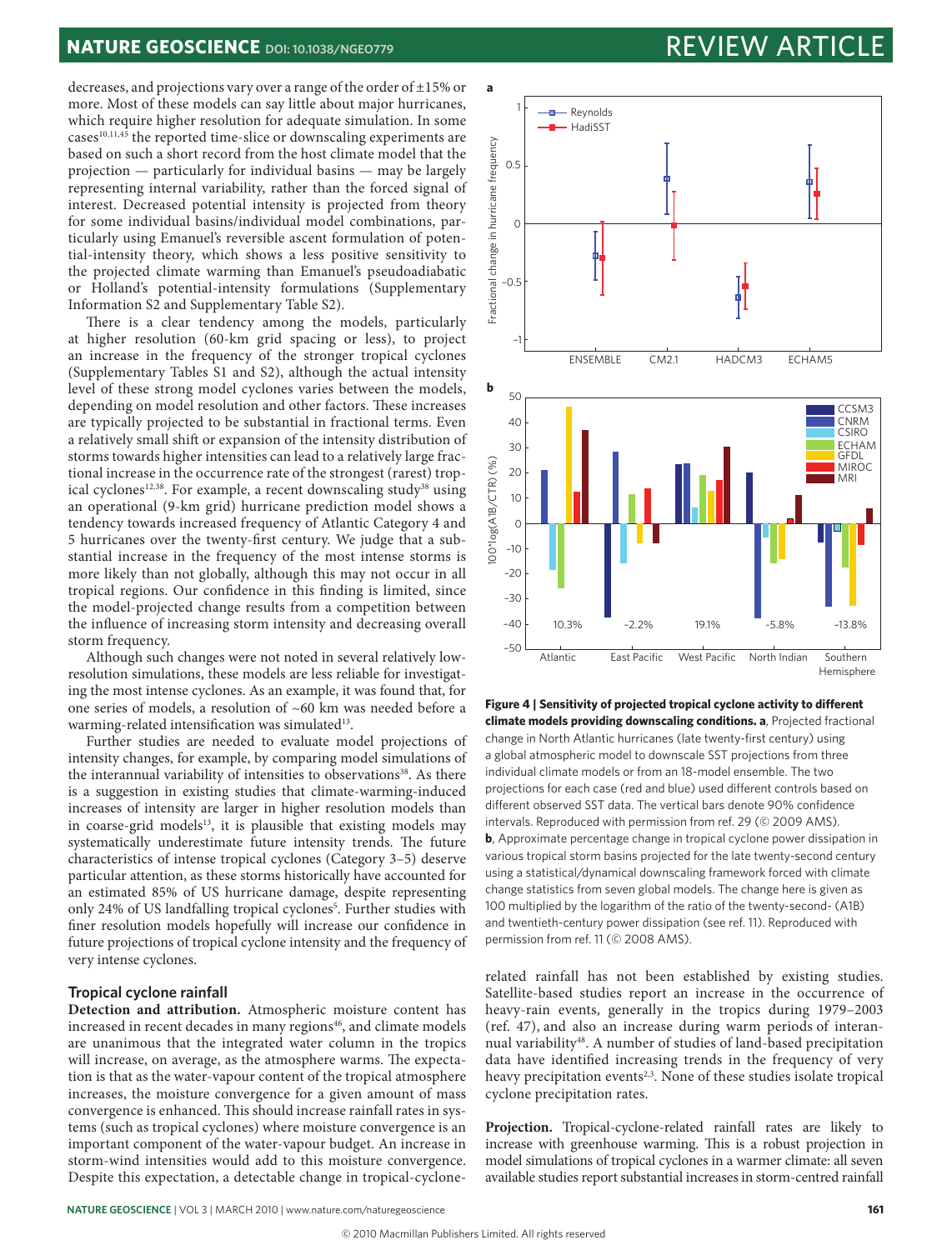decreases, and projections vary over a range of the order of ±15% or more. Most of these models can say little about major hurricanes, which require higher resolution for adequate simulation. In some cases[10,11,45] the reported time-slice or downscaling experiments are based on such a short record from the host climate model that the projection — particularly for individual basins — may be largely representing internal variability, rather than the forced signal of interest. Decreased potential intensity is projected from theory for some individual basins/individual model combinations, particularly using Emanuel's reversible ascent formulation of potential-intensity theory, which shows a less positive sensitivity to the projected climate warming than Emanuel's pseudoadiabatic or Holland's potential-intensity formulations (Supplementary Information S2 and Supplementary Table S2).

There is a clear tendency among the models, particularly at higher resolution (60-km grid spacing or less), to project an increase in the frequency of the stronger tropical cyclones (Supplementary Tables S1 and S2), although the actual intensity level of these strong model cyclones varies between the models, depending on model resolution and other factors. These increases are typically projected to be substantial in fractional terms. Even a relatively small shift or expansion of the intensity distribution of storms towards higher intensities can lead to a relatively large fractional increase in the occurrence rate of the strongest (rarest) tropical cyclones[12,38]. For example, a recent downscaling study[38] using an operational (9-km grid) hurricane prediction model shows a tendency towards increased frequency of Atlantic Category 4 and 5 hurricanes over the twenty-first century. We judge that a substantial increase in the frequency of the most intense storms is more likely than not globally, although this may not occur in all tropical regions. Our confidence in this finding is limited, since the model-projected change results from a competition between the influence of increasing storm intensity and decreasing overall storm frequency.

Although such changes were not noted in several relatively low-resolution simulations, these models are less reliable for investigating the most intense cyclones. As an example, it was found that, for one series of models, a resolution of ~60 km was needed before a warming-related intensification was simulated[13].

Further studies are needed to evaluate model projections of intensity changes, for example, by comparing model simulations of the interannual variability of intensities to observations[38]. As there is a suggestion in existing studies that climate-warming-induced increases of intensity are larger in higher resolution models than in coarse-grid models[13], it is plausible that existing models may systematically underestimate future intensity trends. The future characteristics of intense tropical cyclones (Category 3–5) deserve particular attention, as these storms historically have accounted for an estimated 85% of US hurricane damage, despite representing only 24% of US landfalling tropical cyclones[5]. Further studies with finer resolution models hopefully will increase our confidence in future projections of tropical cyclone intensity and the frequency of very intense cyclones.

## Tropical cyclone rainfall

**Detection and attribution.** Atmospheric moisture content has increased in recent decades in many regions[46], and climate models are unanimous that the integrated water column in the tropics will increase, on average, as the atmosphere warms. The expectation is that as the water-vapour content of the tropical atmosphere increases, the moisture convergence for a given amount of mass convergence is enhanced. This should increase rainfall rates in systems (such as tropical cyclones) where moisture convergence is an important component of the water-vapour budget. An increase in storm-wind intensities would add to this moisture convergence. Despite this expectation, a detectable change in tropical-cyclone-related rainfall has not been established by existing studies. Satellite-based studies report an increase in the occurrence of heavy-rain events, generally in the tropics during 1979–2003 (ref. 47), and also an increase during warm periods of interannual variability[48]. A number of studies of land-based precipitation data have identified increasing trends in the frequency of very heavy precipitation events[2,3]. None of these studies isolate tropical cyclone precipitation rates.

**Figure 4 | Sensitivity of projected tropical cyclone activity to different climate models providing downscaling conditions. a**, Projected fractional change in North Atlantic hurricanes (late twenty-first century) using a global atmospheric model to downscale SST projections from three individual climate models or from an 18-model ensemble. The two projections for each case (red and blue) used different controls based on different observed SST data. The vertical bars denote 90% confidence intervals. Reproduced with permission from ref. 29 (© 2009 AMS). **b**, Approximate percentage change in tropical cyclone power dissipation in various tropical storm basins projected for the late twenty-second century using a statistical/dynamical downscaling framework forced with climate change statistics from seven global models. The change here is given as 100 multiplied by the logarithm of the ratio of the twenty-second- (A1B) and twentieth-century power dissipation (see ref. 11). Reproduced with permission from ref. 11 (© 2008 AMS).

**Projection.** Tropical-cyclone-related rainfall rates are likely to increase with greenhouse warming. This is a robust projection in model simulations of tropical cyclones in a warmer climate: all seven available studies report substantial increases in storm-centred rainfall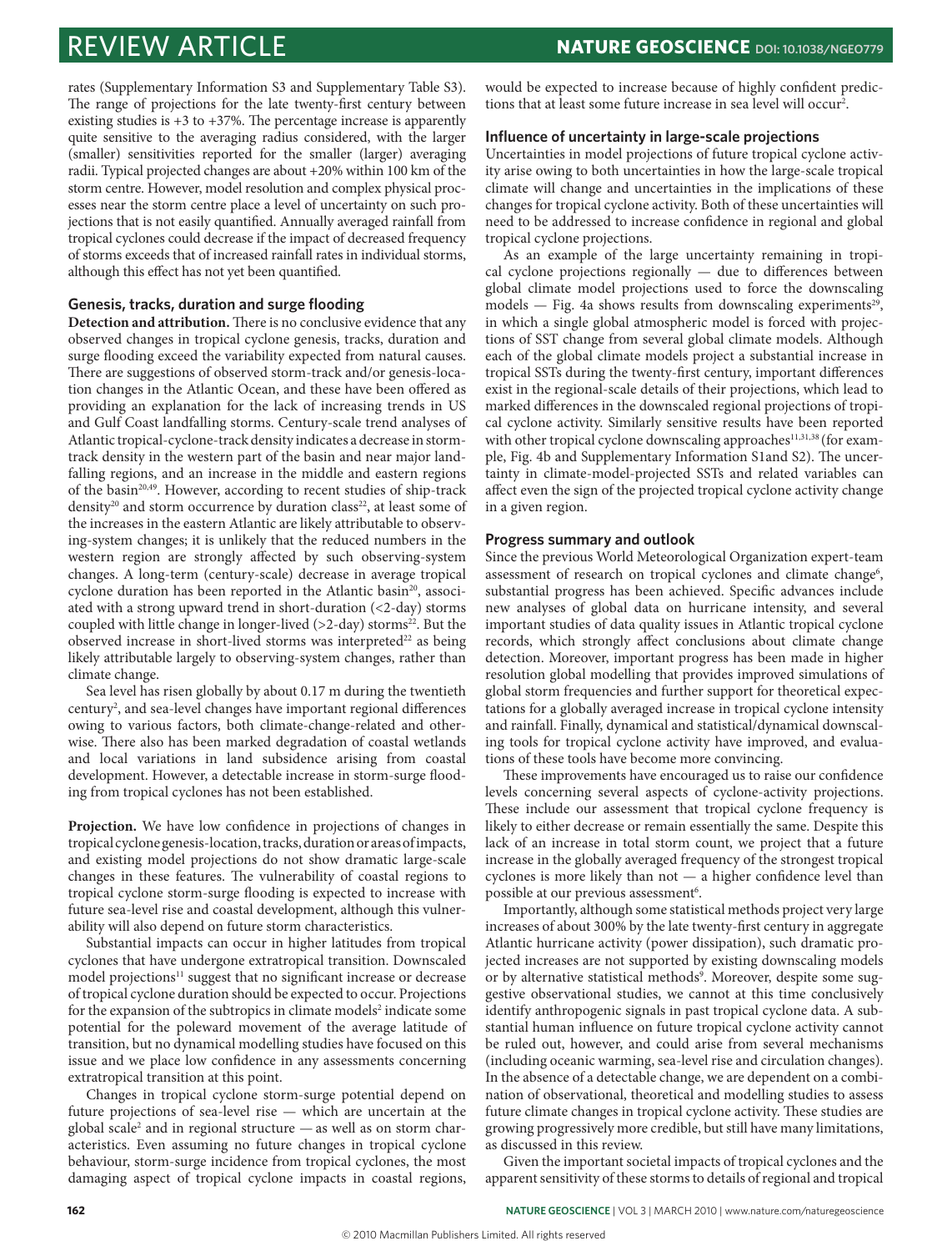rates (Supplementary Information S3 and Supplementary Table S3). The range of projections for the late twenty-first century between existing studies is +3 to +37%. The percentage increase is apparently quite sensitive to the averaging radius considered, with the larger (smaller) sensitivities reported for the smaller (larger) averaging radii. Typical projected changes are about +20% within 100 km of the storm centre. However, model resolution and complex physical processes near the storm centre place a level of uncertainty on such projections that is not easily quantified. Annually averaged rainfall from tropical cyclones could decrease if the impact of decreased frequency of storms exceeds that of increased rainfall rates in individual storms, although this effect has not yet been quantified.

## Genesis, tracks, duration and surge flooding

**Detection and attribution.** There is no conclusive evidence that any observed changes in tropical cyclone genesis, tracks, duration and surge flooding exceed the variability expected from natural causes. There are suggestions of observed storm-track and/or genesis-location changes in the Atlantic Ocean, and these have been offered as providing an explanation for the lack of increasing trends in US and Gulf Coast landfalling storms. Century-scale trend analyses of Atlantic tropical-cyclone-track density indicates a decrease in storm-track density in the western part of the basin and near major landfalling regions, and an increase in the middle and eastern regions of the basin[20,49]. However, according to recent studies of ship-track density[20] and storm occurrence by duration class[22], at least some of the increases in the eastern Atlantic are likely attributable to observing-system changes; it is unlikely that the reduced numbers in the western region are strongly affected by such observing-system changes. A long-term (century-scale) decrease in average tropical cyclone duration has been reported in the Atlantic basin[20], associated with a strong upward trend in short-duration (<2-day) storms coupled with little change in longer-lived (>2-day) storms[22]. But the observed increase in short-lived storms was interpreted[22] as being likely attributable largely to observing-system changes, rather than climate change.

Sea level has risen globally by about 0.17 m during the twentieth century[2], and sea-level changes have important regional differences owing to various factors, both climate-change-related and otherwise. There also has been marked degradation of coastal wetlands and local variations in land subsidence arising from coastal development. However, a detectable increase in storm-surge flooding from tropical cyclones has not been established.

**Projection.** We have low confidence in projections of changes in tropical cyclone genesis-location, tracks, duration or areas of impacts, and existing model projections do not show dramatic large-scale changes in these features. The vulnerability of coastal regions to tropical cyclone storm-surge flooding is expected to increase with future sea-level rise and coastal development, although this vulnerability will also depend on future storm characteristics.

Substantial impacts can occur in higher latitudes from tropical cyclones that have undergone extratropical transition. Downscaled model projections[11] suggest that no significant increase or decrease of tropical cyclone duration should be expected to occur. Projections for the expansion of the subtropics in climate models[2] indicate some potential for the poleward movement of the average latitude of transition, but no dynamical modelling studies have focused on this issue and we place low confidence in any assessments concerning extratropical transition at this point.

Changes in tropical cyclone storm-surge potential depend on future projections of sea-level rise — which are uncertain at the global scale[2] and in regional structure — as well as on storm characteristics. Even assuming no future changes in tropical cyclone behaviour, storm-surge incidence from tropical cyclones, the most damaging aspect of tropical cyclone impacts in coastal regions, would be expected to increase because of highly confident predictions that at least some future increase in sea level will occur[2].

## Influence of uncertainty in large-scale projections

Uncertainties in model projections of future tropical cyclone activity arise owing to both uncertainties in how the large-scale tropical climate will change and uncertainties in the implications of these changes for tropical cyclone activity. Both of these uncertainties will need to be addressed to increase confidence in regional and global tropical cyclone projections.

As an example of the large uncertainty remaining in tropical cyclone projections regionally — due to differences between global climate model projections used to force the downscaling models — Fig. 4a shows results from downscaling experiments[29], in which a single global atmospheric model is forced with projections of SST change from several global climate models. Although each of the global climate models project a substantial increase in tropical SSTs during the twenty-first century, important differences exist in the regional-scale details of their projections, which lead to marked differences in the downscaled regional projections of tropical cyclone activity. Similarly sensitive results have been reported with other tropical cyclone downscaling approaches[11,31,38] (for example, Fig. 4b and Supplementary Information S1and S2). The uncertainty in climate-model-projected SSTs and related variables can affect even the sign of the projected tropical cyclone activity change in a given region.

## Progress summary and outlook

Since the previous World Meteorological Organization expert-team assessment of research on tropical cyclones and climate change[6], substantial progress has been achieved. Specific advances include new analyses of global data on hurricane intensity, and several important studies of data quality issues in Atlantic tropical cyclone records, which strongly affect conclusions about climate change detection. Moreover, important progress has been made in higher resolution global modelling that provides improved simulations of global storm frequencies and further support for theoretical expectations for a globally averaged increase in tropical cyclone intensity and rainfall. Finally, dynamical and statistical/dynamical downscaling tools for tropical cyclone activity have improved, and evaluations of these tools have become more convincing.

These improvements have encouraged us to raise our confidence levels concerning several aspects of cyclone-activity projections. These include our assessment that tropical cyclone frequency is likely to either decrease or remain essentially the same. Despite this lack of an increase in total storm count, we project that a future increase in the globally averaged frequency of the strongest tropical cyclones is more likely than not — a higher confidence level than possible at our previous assessment[6].

Importantly, although some statistical methods project very large increases of about 300% by the late twenty-first century in aggregate Atlantic hurricane activity (power dissipation), such dramatic projected increases are not supported by existing downscaling models or by alternative statistical methods[9]. Moreover, despite some suggestive observational studies, we cannot at this time conclusively identify anthropogenic signals in past tropical cyclone data. A substantial human influence on future tropical cyclone activity cannot be ruled out, however, and could arise from several mechanisms (including oceanic warming, sea-level rise and circulation changes). In the absence of a detectable change, we are dependent on a combination of observational, theoretical and modelling studies to assess future climate changes in tropical cyclone activity. These studies are growing progressively more credible, but still have many limitations, as discussed in this review.

Given the important societal impacts of tropical cyclones and the apparent sensitivity of these storms to details of regional and tropical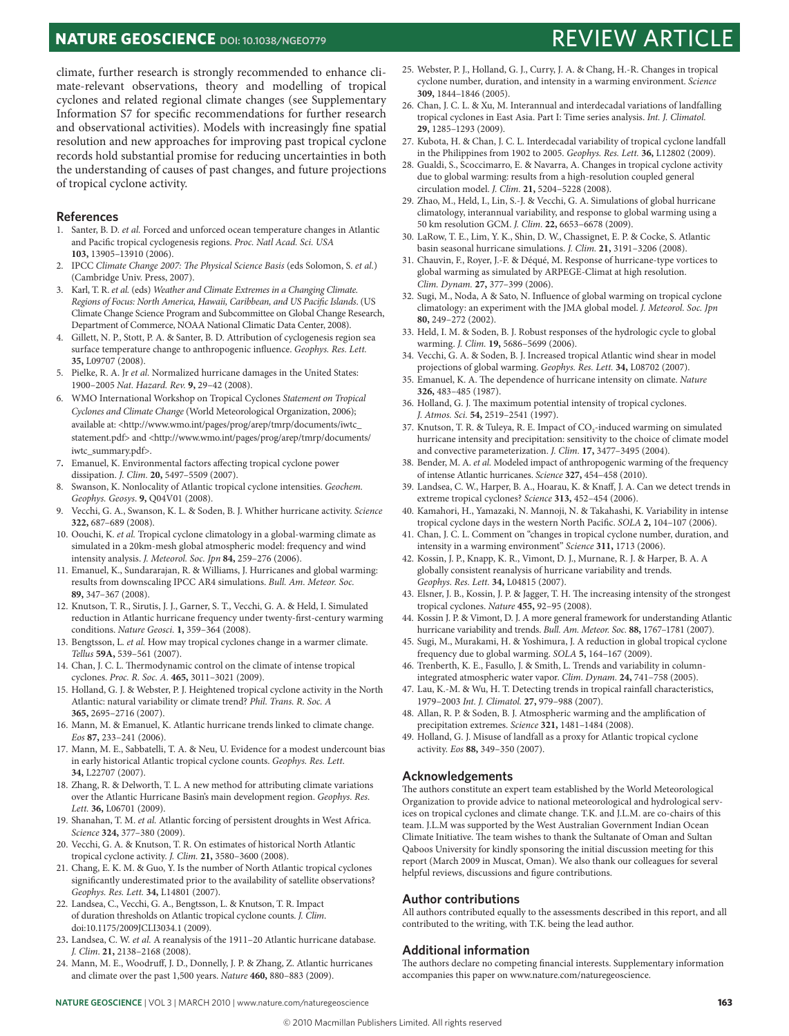climate, further research is strongly recommended to enhance climate-relevant observations, theory and modelling of tropical cyclones and related regional climate changes (see Supplementary Information S7 for specific recommendations for further research and observational activities). Models with increasingly fine spatial resolution and new approaches for improving past tropical cyclone records hold substantial promise for reducing uncertainties in both the understanding of causes of past changes, and future projections of tropical cyclone activity.

## References

1. Santer, B. D. *et al.* Forced and unforced ocean temperature changes in Atlantic and Pacific tropical cyclogenesis regions. *Proc. Natl Acad. Sci. USA* **103,** 13905–13910 (2006).
2. IPCC *Climate Change 2007: The Physical Science Basis* (eds Solomon, S. *et al.*) (Cambridge Univ. Press, 2007).
3. Karl, T. R. *et al.* (eds) *Weather and Climate Extremes in a Changing Climate. Regions of Focus: North America, Hawaii, Caribbean, and US Pacific Islands*. (US Climate Change Science Program and Subcommittee on Global Change Research, Department of Commerce, NOAA National Climatic Data Center, 2008).
4. Gillett, N. P., Stott, P. A. & Santer, B. D. Attribution of cyclogenesis region sea surface temperature change to anthropogenic influence. *Geophys. Res. Lett.* **35,** L09707 (2008).
5. Pielke, R. A. Jr *et al.* Normalized hurricane damages in the United States: 1900–2005 *Nat. Hazard. Rev.* **9,** 29–42 (2008).
6. WMO International Workshop on Tropical Cyclones *Statement on Tropical Cyclones and Climate Change* (World Meteorological Organization, 2006); available at: <http://www.wmo.int/pages/prog/arep/tmrp/documents/iwtc_statement.pdf> and <http://www.wmo.int/pages/prog/arep/tmrp/documents/iwtc_summary.pdf>.
7. Emanuel, K. Environmental factors affecting tropical cyclone power dissipation. *J. Clim.* **20,** 5497–5509 (2007).
8. Swanson, K. Nonlocality of Atlantic tropical cyclone intensities. *Geochem. Geophys. Geosys.* **9,** Q04V01 (2008).
9. Vecchi, G. A., Swanson, K. L. & Soden, B. J. Whither hurricane activity. *Science* **322,** 687–689 (2008).
10. Oouchi, K. *et al.* Tropical cyclone climatology in a global-warming climate as simulated in a 20km-mesh global atmospheric model: frequency and wind intensity analysis. *J. Meteorol. Soc. Jpn* **84,** 259–276 (2006).
11. Emanuel, K., Sundararajan, R. & Williams, J. Hurricanes and global warming: results from downscaling IPCC AR4 simulations. *Bull. Am. Meteor. Soc.* **89,** 347–367 (2008).
12. Knutson, T. R., Sirutis, J. J., Garner, S. T., Vecchi, G. A. & Held, I. Simulated reduction in Atlantic hurricane frequency under twenty-first-century warming conditions. *Nature Geosci.* **1,** 359–364 (2008).
13. Bengtsson, L. *et al.* How may tropical cyclones change in a warmer climate. *Tellus* **59A,** 539–561 (2007).
14. Chan, J. C. L. Thermodynamic control on the climate of intense tropical cyclones. *Proc. R. Soc. A.* **465,** 3011–3021 (2009).
15. Holland, G. J. & Webster, P. J. Heightened tropical cyclone activity in the North Atlantic: natural variability or climate trend? *Phil. Trans. R. Soc. A* **365,** 2695–2716 (2007).
16. Mann, M. & Emanuel, K. Atlantic hurricane trends linked to climate change. *Eos* **87,** 233–241 (2006).
17. Mann, M. E., Sabbatelli, T. A. & Neu, U. Evidence for a modest undercount bias in early historical Atlantic tropical cyclone counts. *Geophys. Res. Lett.* **34,** L22707 (2007).
18. Zhang, R. & Delworth, T. L. A new method for attributing climate variations over the Atlantic Hurricane Basin's main development region. *Geophys. Res. Lett.* **36,** L06701 (2009).
19. Shanahan, T. M. *et al.* Atlantic forcing of persistent droughts in West Africa. *Science* **324,** 377–380 (2009).
20. Vecchi, G. A. & Knutson, T. R. On estimates of historical North Atlantic tropical cyclone activity. *J. Clim.* **21,** 3580–3600 (2008).
21. Chang, E. K. M. & Guo, Y. Is the number of North Atlantic tropical cyclones significantly underestimated prior to the availability of satellite observations? *Geophys. Res. Lett.* **34,** L14801 (2007).
22. Landsea, C., Vecchi, G. A., Bengtsson, L. & Knutson, T. R. Impact of duration thresholds on Atlantic tropical cyclone counts. *J. Clim.* doi:10.1175/2009JCLI3034.1 (2009).
23. Landsea, C. W. *et al.* A reanalysis of the 1911–20 Atlantic hurricane database. *J. Clim.* **21,** 2138–2168 (2008).
24. Mann, M. E., Woodruff, J. D., Donnelly, J. P. & Zhang, Z. Atlantic hurricanes and climate over the past 1,500 years. *Nature* **460,** 880–883 (2009).
25. Webster, P. J., Holland, G. J., Curry, J. A. & Chang, H.-R. Changes in tropical cyclone number, duration, and intensity in a warming environment. *Science* **309,** 1844–1846 (2005).
26. Chan, J. C. L. & Xu, M. Interannual and interdecadal variations of landfalling tropical cyclones in East Asia. Part I: Time series analysis. *Int. J. Climatol.* **29,** 1285–1293 (2009).
27. Kubota, H. & Chan, J. C. L. Interdecadal variability of tropical cyclone landfall in the Philippines from 1902 to 2005. *Geophys. Res. Lett.* **36,** L12802 (2009).
28. Gualdi, S., Scoccimarro, E. & Navarra, A. Changes in tropical cyclone activity due to global warming: results from a high-resolution coupled general circulation model. *J. Clim.* **21,** 5204–5228 (2008).
29. Zhao, M., Held, I., Lin, S.-J. & Vecchi, G. A. Simulations of global hurricane climatology, interannual variability, and response to global warming using a 50 km resolution GCM. *J. Clim.* **22,** 6653–6678 (2009).
30. LaRow, T. E., Lim, Y. K., Shin, D. W., Chassignet, E. P. & Cocke, S. Atlantic basin seasonal hurricane simulations. *J. Clim.* **21,** 3191–3206 (2008).
31. Chauvin, F., Royer, J.-F. & Déqué, M. Response of hurricane-type vortices to global warming as simulated by ARPEGE-Climat at high resolution. *Clim. Dynam.* **27,** 377–399 (2006).
32. Sugi, M., Noda, A & Sato, N. Influence of global warming on tropical cyclone climatology: an experiment with the JMA global model. *J. Meteorol. Soc. Jpn* **80,** 249–272 (2002).
33. Held, I. M. & Soden, B. J. Robust responses of the hydrologic cycle to global warming. *J. Clim.* **19,** 5686–5699 (2006).
34. Vecchi, G. A. & Soden, B. J. Increased tropical Atlantic wind shear in model projections of global warming. *Geophys. Res. Lett.* **34,** L08702 (2007).
35. Emanuel, K. A. The dependence of hurricane intensity on climate. *Nature* **326,** 483–485 (1987).
36. Holland, G. J. The maximum potential intensity of tropical cyclones. *J. Atmos. Sci.* **54,** 2519–2541 (1997).
37. Knutson, T. R. & Tuleya, R. E. Impact of $CO_2$-induced warming on simulated hurricane intensity and precipitation: sensitivity to the choice of climate model and convective parameterization. *J. Clim.* **17,** 3477–3495 (2004).
38. Bender, M. A. *et al.* Modeled impact of anthropogenic warming of the frequency of intense Atlantic hurricanes. *Science* **327,** 454–458 (2010).
39. Landsea, C. W., Harper, B. A., Hoarau, K. & Knaff, J. A. Can we detect trends in extreme tropical cyclones? *Science* **313,** 452–454 (2006).
40. Kamahori, H., Yamazaki, N. Mannoji, N. & Takahashi, K. Variability in intense tropical cyclone days in the western North Pacific. *SOLA* **2,** 104–107 (2006).
41. Chan, J. C. L. Comment on "changes in tropical cyclone number, duration, and intensity in a warming environment" *Science* **311,** 1713 (2006).
42. Kossin, J. P., Knapp, K. R., Vimont, D. J., Murnane, R. J. & Harper, B. A. A globally consistent reanalysis of hurricane variability and trends. *Geophys. Res. Lett.* **34,** L04815 (2007).
43. Elsner, J. B., Kossin, J. P. & Jagger, T. H. The increasing intensity of the strongest tropical cyclones. *Nature* **455,** 92–95 (2008).
44. Kossin J. P. & Vimont, D. J. A more general framework for understanding Atlantic hurricane variability and trends. *Bull. Am. Meteor. Soc.* **88,** 1767–1781 (2007).
45. Sugi, M., Murakami, H. & Yoshimura, J. A reduction in global tropical cyclone frequency due to global warming. *SOLA* **5,** 164–167 (2009).
46. Trenberth, K. E., Fasullo, J. & Smith, L. Trends and variability in column-integrated atmospheric water vapor. *Clim. Dynam.* **24,** 741–758 (2005).
47. Lau, K.-M. & Wu, H. T. Detecting trends in tropical rainfall characteristics, 1979–2003 *Int. J. Climatol.* **27,** 979–988 (2007).
48. Allan, R. P. & Soden, B. J. Atmospheric warming and the amplification of precipitation extremes. *Science* **321,** 1481–1484 (2008).
49. Holland, G. J. Misuse of landfall as a proxy for Atlantic tropical cyclone activity. *Eos* **88,** 349–350 (2007).

## Acknowledgements

The authors constitute an expert team established by the World Meteorological Organization to provide advice to national meteorological and hydrological services on tropical cyclones and climate change. T.K. and J.L.M. are co-chairs of this team. J.L.M was supported by the West Australian Government Indian Ocean Climate Initiative. The team wishes to thank the Sultanate of Oman and Sultan Qaboos University for kindly sponsoring the initial discussion meeting for this report (March 2009 in Muscat, Oman). We also thank our colleagues for several helpful reviews, discussions and figure contributions.

## Author contributions

All authors contributed equally to the assessments described in this report, and all contributed to the writing, with T.K. being the lead author.

## Additional information

The authors declare no competing financial interests. Supplementary information accompanies this paper on www.nature.com/naturegeoscience.